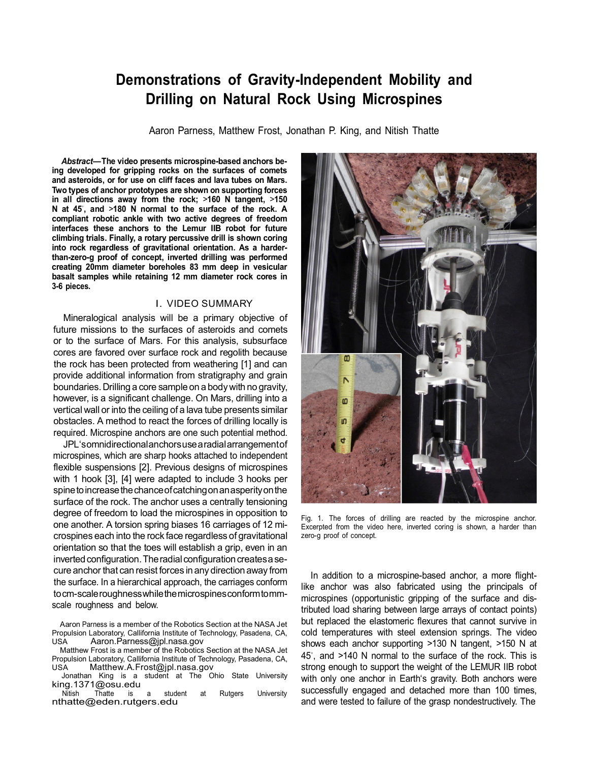# Demonstrations of Gravity-Independent Mobility and Drilling on Natural Rock Using Microspines

Aaron Parness, Matthew Frost, Jonathan P. King, and Nitish Thatte

***Abstract*—The video presents microspine-based anchors being developed for gripping rocks on the surfaces of comets and asteroids, or for use on cliff faces and lava tubes on Mars. Two types of anchor prototypes are shown on supporting forces in all directions away from the rock; >160 N tangent, >150 N at 45°, and >180 N normal to the surface of the rock. A compliant robotic ankle with two active degrees of freedom interfaces these anchors to the Lemur IIB robot for future climbing trials. Finally, a rotary percussive drill is shown coring into rock regardless of gravitational orientation. As a harder-than-zero-g proof of concept, inverted drilling was performed creating 20mm diameter boreholes 83 mm deep in vesicular basalt samples while retaining 12 mm diameter rock cores in 3-6 pieces.**

## I. VIDEO SUMMARY

Mineralogical analysis will be a primary objective of future missions to the surfaces of asteroids and comets or to the surface of Mars. For this analysis, subsurface cores are favored over surface rock and regolith because the rock has been protected from weathering [1] and can provide additional information from stratigraphy and grain boundaries. Drilling a core sample on a body with no gravity, however, is a significant challenge. On Mars, drilling into a vertical wall or into the ceiling of a lava tube presents similar obstacles. A method to react the forces of drilling locally is required. Microspine anchors are one such potential method.

JPL's omnidirectional anchors use a radial arrangement of microspines, which are sharp hooks attached to independent flexible suspensions [2]. Previous designs of microspines with 1 hook [3], [4] were adapted to include 3 hooks per spine to increase the chance of catching on an asperity on the surface of the rock. The anchor uses a centrally tensioning degree of freedom to load the microspines in opposition to one another. A torsion spring biases 16 carriages of 12 microspines each into the rock face regardless of gravitational orientation so that the toes will establish a grip, even in an inverted configuration. The radial configuration creates a secure anchor that can resist forces in any direction away from the surface. In a hierarchical approach, the carriages conform to cm-scale roughness while the microspines conform to mm-scale roughness and below.

Aaron Parness is a member of the Robotics Section at the NASA Jet Propulsion Laboratory, Callifornia Institute of Technology, Pasadena, CA, USA Aaron.Parness@jpl.nasa.gov

Matthew Frost is a member of the Robotics Section at the NASA Jet Propulsion Laboratory, Callifornia Institute of Technology, Pasadena, CA, USA Matthew.A.Frost@jpl.nasa.gov

Jonathan King is a student at The Ohio State University king.1371@osu.edu

Nitish Thatte is a student at Rutgers University nthatte@eden.rutgers.edu

Fig. 1. The forces of drilling are reacted by the microspine anchor. Excerpted from the video here, inverted coring is shown, a harder than zero-g proof of concept.

In addition to a microspine-based anchor, a more flight-like anchor was also fabricated using the principals of microspines (opportunistic gripping of the surface and distributed load sharing between large arrays of contact points) but replaced the elastomeric flexures that cannot survive in cold temperatures with steel extension springs. The video shows each anchor supporting >130 N tangent, >150 N at 45°, and >140 N normal to the surface of the rock. This is strong enough to support the weight of the LEMUR IIB robot with only one anchor in Earth's gravity. Both anchors were successfully engaged and detached more than 100 times, and were tested to failure of the grasp nondestructively. The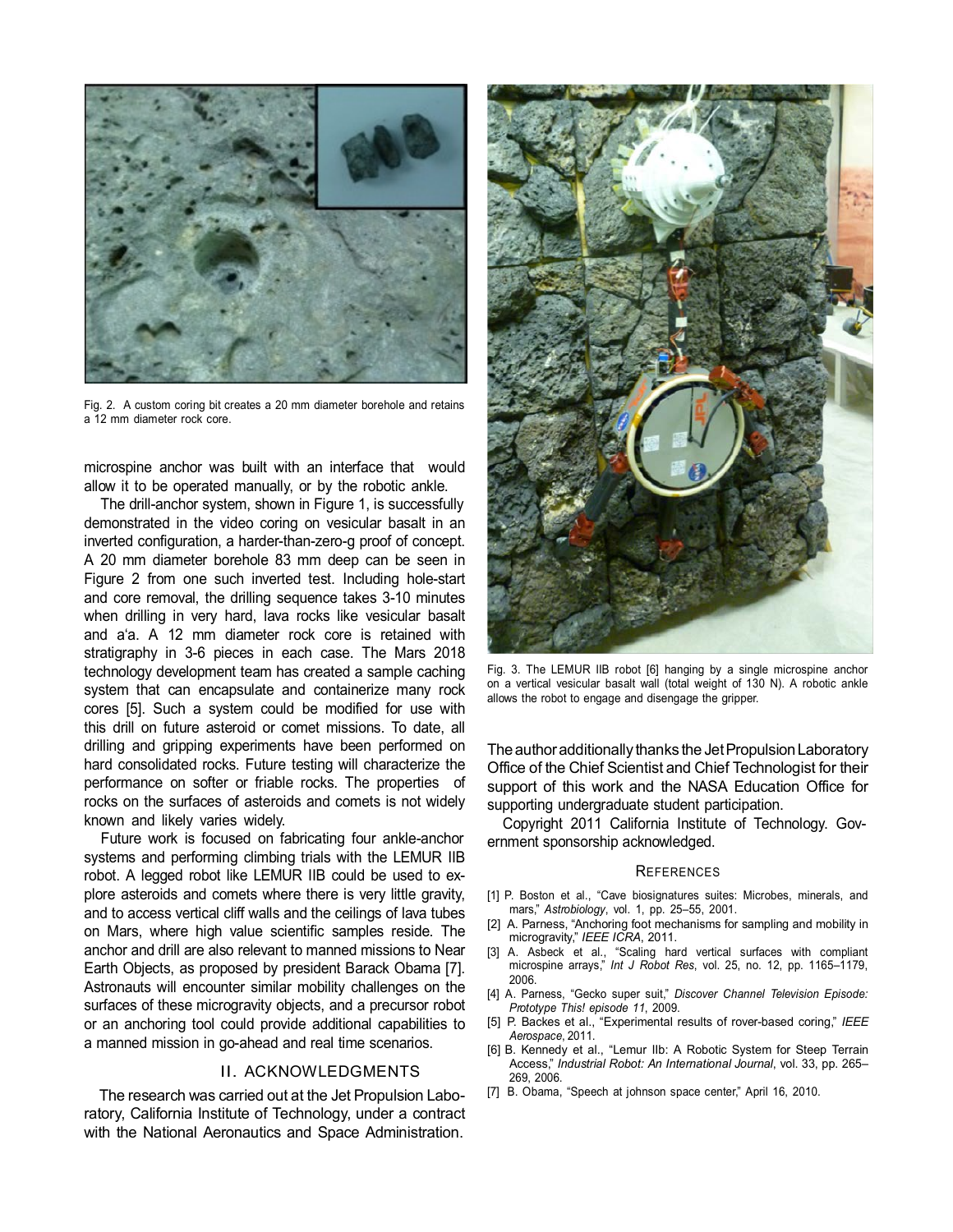Fig. 2. A custom coring bit creates a 20 mm diameter borehole and retains a 12 mm diameter rock core.

microspine anchor was built with an interface that would allow it to be operated manually, or by the robotic ankle.

The drill-anchor system, shown in Figure 1, is successfully demonstrated in the video coring on vesicular basalt in an inverted configuration, a harder-than-zero-g proof of concept. A 20 mm diameter borehole 83 mm deep can be seen in Figure 2 from one such inverted test. Including hole-start and core removal, the drilling sequence takes 3-10 minutes when drilling in very hard, lava rocks like vesicular basalt and a'a. A 12 mm diameter rock core is retained with stratigraphy in 3-6 pieces in each case. The Mars 2018 technology development team has created a sample caching system that can encapsulate and containerize many rock cores [5]. Such a system could be modified for use with this drill on future asteroid or comet missions. To date, all drilling and gripping experiments have been performed on hard consolidated rocks. Future testing will characterize the performance on softer or friable rocks. The properties of rocks on the surfaces of asteroids and comets is not widely known and likely varies widely.

Future work is focused on fabricating four ankle-anchor systems and performing climbing trials with the LEMUR IIB robot. A legged robot like LEMUR IIB could be used to explore asteroids and comets where there is very little gravity, and to access vertical cliff walls and the ceilings of lava tubes on Mars, where high value scientific samples reside. The anchor and drill are also relevant to manned missions to Near Earth Objects, as proposed by president Barack Obama [7]. Astronauts will encounter similar mobility challenges on the surfaces of these microgravity objects, and a precursor robot or an anchoring tool could provide additional capabilities to a manned mission in go-ahead and real time scenarios.

## II. ACKNOWLEDGMENTS

The research was carried out at the Jet Propulsion Laboratory, California Institute of Technology, under a contract with the National Aeronautics and Space Administration.

Fig. 3. The LEMUR IIB robot [6] hanging by a single microspine anchor on a vertical vesicular basalt wall (total weight of 130 N). A robotic ankle allows the robot to engage and disengage the gripper.

The author additionally thanks the Jet Propulsion Laboratory Office of the Chief Scientist and Chief Technologist for their support of this work and the NASA Education Office for supporting undergraduate student participation.

Copyright 2011 California Institute of Technology. Government sponsorship acknowledged.

## REFERENCES

[1] P. Boston et al., "Cave biosignatures suites: Microbes, minerals, and mars," *Astrobiology*, vol. 1, pp. 25–55, 2001.

[2] A. Parness, "Anchoring foot mechanisms for sampling and mobility in microgravity," *IEEE ICRA*, 2011.

[3] A. Asbeck et al., "Scaling hard vertical surfaces with compliant microspine arrays," *Int J Robot Res*, vol. 25, no. 12, pp. 1165–1179, 2006.

[4] A. Parness, "Gecko super suit," *Discover Channel Television Episode: Prototype This! episode 11*, 2009.

[5] P. Backes et al., "Experimental results of rover-based coring," *IEEE Aerospace*, 2011.

[6] B. Kennedy et al., "Lemur IIb: A Robotic System for Steep Terrain Access," *Industrial Robot: An International Journal*, vol. 33, pp. 265–269, 2006.

[7] B. Obama, "Speech at johnson space center," April 16, 2010.